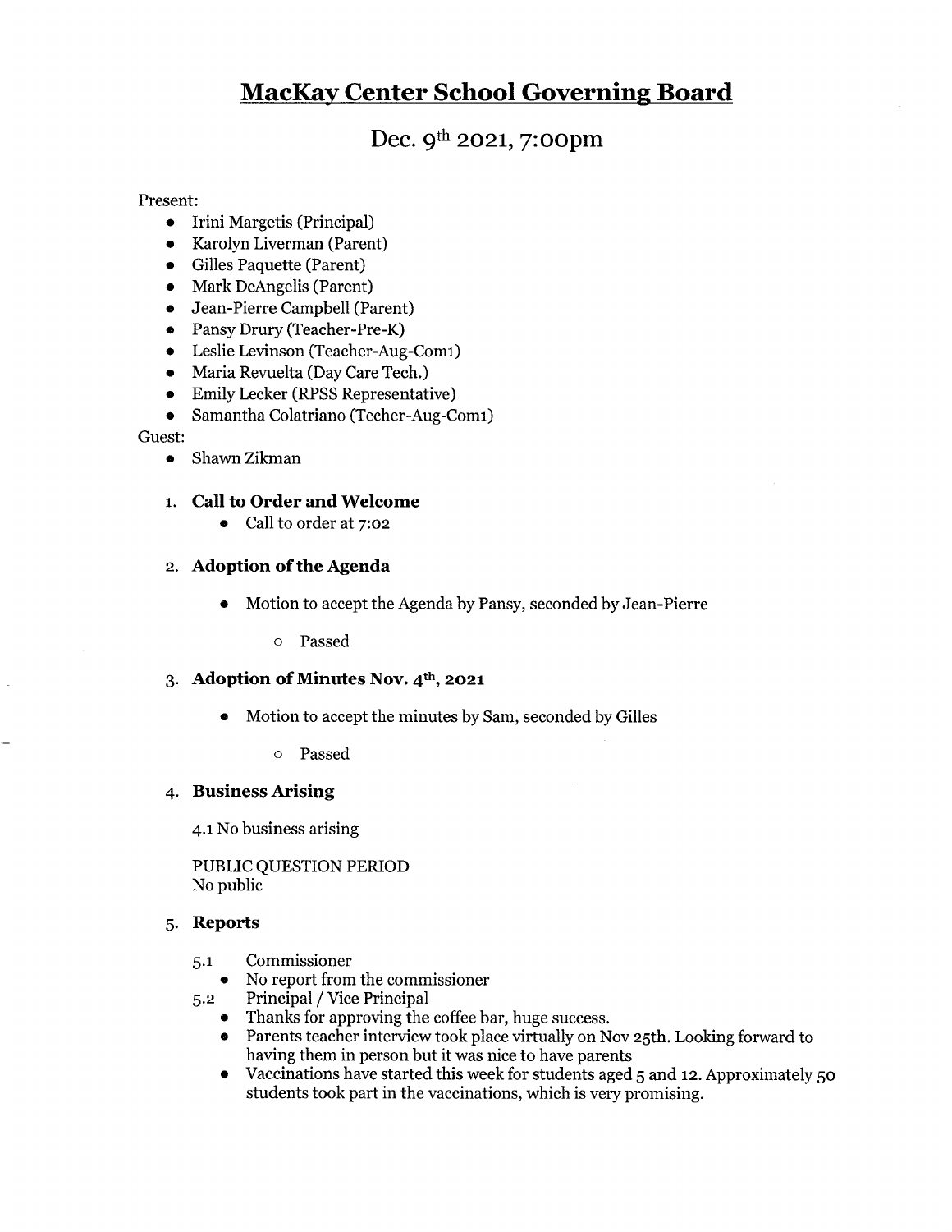# MacKay Center School Governing Board

## Dec. 9th 2021, 7:00pm

Present:

- Irini Margetis (Principal)
- Karolyn Liverman (Parent)
- Gilles Paquette (Parent)
- Mark DeAngelis (Parent)
- Jean-Pierre Campbell (Parent)
- Pansy Drury (Teacher-Pre-K)
- Leslie Levinson (Teacher-Aug-Com1)
- Maria Revuelta (Day Care Tech.)
- Emily Lecker (RPSS Representative)
- Samantha Colatriano (Techer-Aug-Com1)

Guest:

- Shawn Zikman

1. **Call to Order and Welcome**
   - Call to order at 7:02

2. **Adoption of the Agenda**
   - Motion to accept the Agenda by Pansy, seconded by Jean-Pierre
     - Passed

3. **Adoption of Minutes Nov. 4th, 2021**
   - Motion to accept the minutes by Sam, seconded by Gilles
     - Passed

4. **Business Arising**

   4.1 No business arising

   PUBLIC QUESTION PERIOD
   No public

5. **Reports**

   5.1 Commissioner
   - No report from the commissioner

   5.2 Principal / Vice Principal
   - Thanks for approving the coffee bar, huge success.
   - Parents teacher interview took place virtually on Nov 25th. Looking forward to having them in person but it was nice to have parents
   - Vaccinations have started this week for students aged 5 and 12. Approximately 50 students took part in the vaccinations, which is very promising.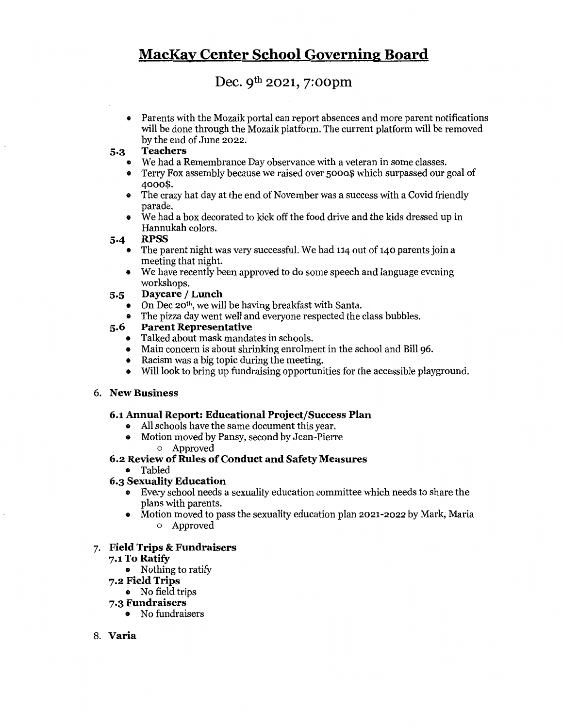# MacKay Center School Governing Board

## Dec. 9th 2021, 7:00pm

- Parents with the Mozaik portal can report absences and more parent notifications will be done through the Mozaik platform. The current platform will be removed by the end of June 2022.

### 5.3 Teachers

- We had a Remembrance Day observance with a veteran in some classes.
- Terry Fox assembly because we raised over 5000$ which surpassed our goal of 4000$.
- The crazy hat day at the end of November was a success with a Covid friendly parade.
- We had a box decorated to kick off the food drive and the kids dressed up in Hannukah colors.

### 5.4 RPSS

- The parent night was very successful. We had 114 out of 140 parents join a meeting that night.
- We have recently been approved to do some speech and language evening workshops.

### 5.5 Daycare / Lunch

- On Dec 20th, we will be having breakfast with Santa.
- The pizza day went well and everyone respected the class bubbles.

### 5.6 Parent Representative

- Talked about mask mandates in schools.
- Main concern is about shrinking enrolment in the school and Bill 96.
- Racism was a big topic during the meeting.
- Will look to bring up fundraising opportunities for the accessible playground.

## 6. New Business

### 6.1 Annual Report: Educational Project/Success Plan

- All schools have the same document this year.
- Motion moved by Pansy, second by Jean-Pierre
  - Approved

### 6.2 Review of Rules of Conduct and Safety Measures

- Tabled

### 6.3 Sexuality Education

- Every school needs a sexuality education committee which needs to share the plans with parents.
- Motion moved to pass the sexuality education plan 2021-2022 by Mark, Maria
  - Approved

## 7. Field Trips & Fundraisers

### 7.1 To Ratify

- Nothing to ratify

### 7.2 Field Trips

- No field trips

### 7.3 Fundraisers

- No fundraisers

## 8. Varia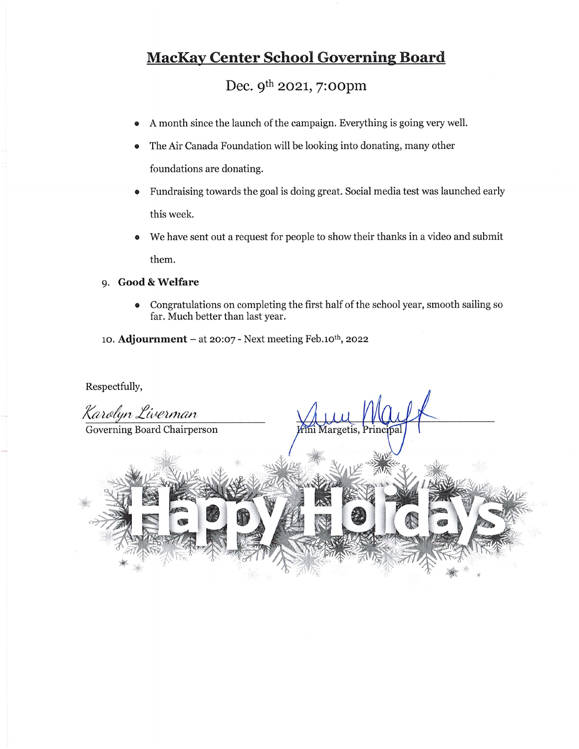# MacKay Center School Governing Board

## Dec. 9th 2021, 7:00pm

- A month since the launch of the campaign. Everything is going very well.
- The Air Canada Foundation will be looking into donating, many other foundations are donating.
- Fundraising towards the goal is doing great. Social media test was launched early this week.
- We have sent out a request for people to show their thanks in a video and submit them.

9. **Good & Welfare**

   - Congratulations on completing the first half of the school year, smooth sailing so far. Much better than last year.

10. **Adjournment** – at 20:07 - Next meeting Feb.10th, 2022

Respectfully,

*Karolyn Liverman*
Governing Board Chairperson

Irini Margetis, Principal

Happy Holidays